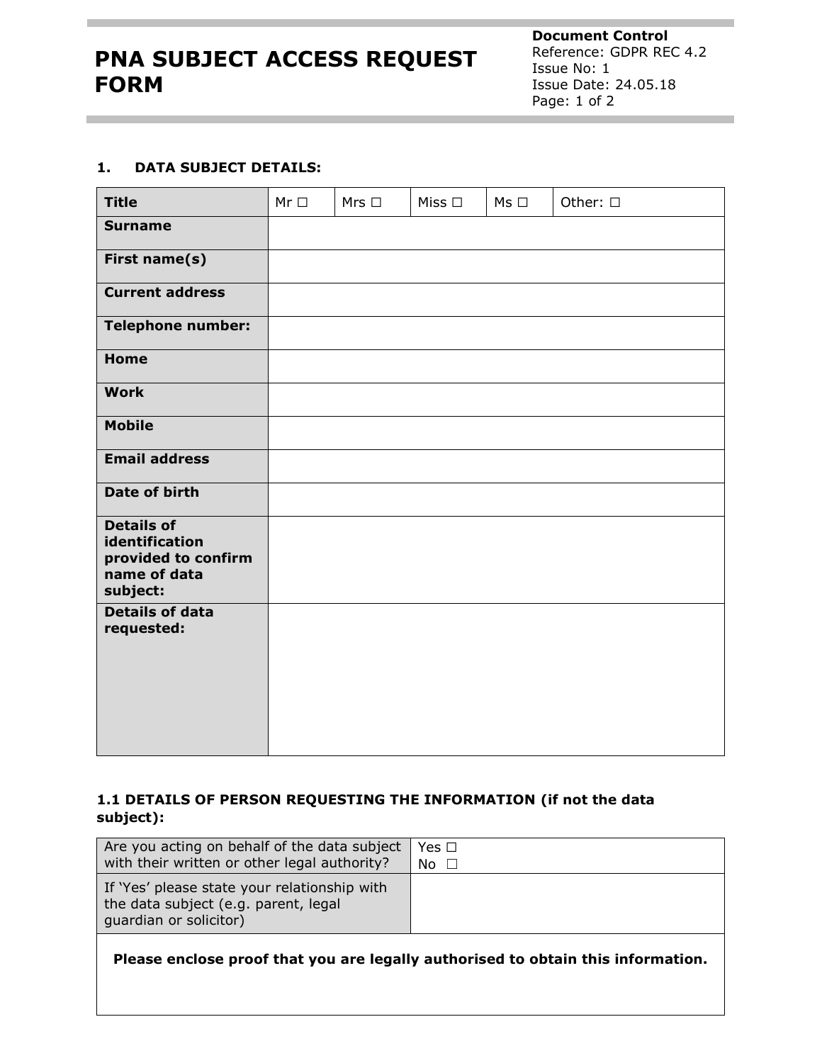# PNA SUBJECT ACCESS REQUEST FORM

**Document Control**
Reference: GDPR REC 4.2
Issue No: 1
Issue Date: 24.05.18

## 1. DATA SUBJECT DETAILS:

| **Title** | Mr ☐ | Mrs ☐ | Miss ☐ | Ms ☐ | Other: ☐ |
|---|---|---|---|---|---|
| **Surname** | | | | | |
| **First name(s)** | | | | | |
| **Current address** | | | | | |
| **Telephone number:** | | | | | |
| **Home** | | | | | |
| **Work** | | | | | |
| **Mobile** | | | | | |
| **Email address** | | | | | |
| **Date of birth** | | | | | |
| **Details of identification provided to confirm name of data subject:** | | | | | |
| **Details of data requested:** | | | | | |

## 1.1 DETAILS OF PERSON REQUESTING THE INFORMATION (if not the data subject):

| Are you acting on behalf of the data subject with their written or other legal authority? | Yes ☐<br>No ☐ |
|---|---|
| If 'Yes' please state your relationship with the data subject (e.g. parent, legal guardian or solicitor) | |

**Please enclose proof that you are legally authorised to obtain this information.**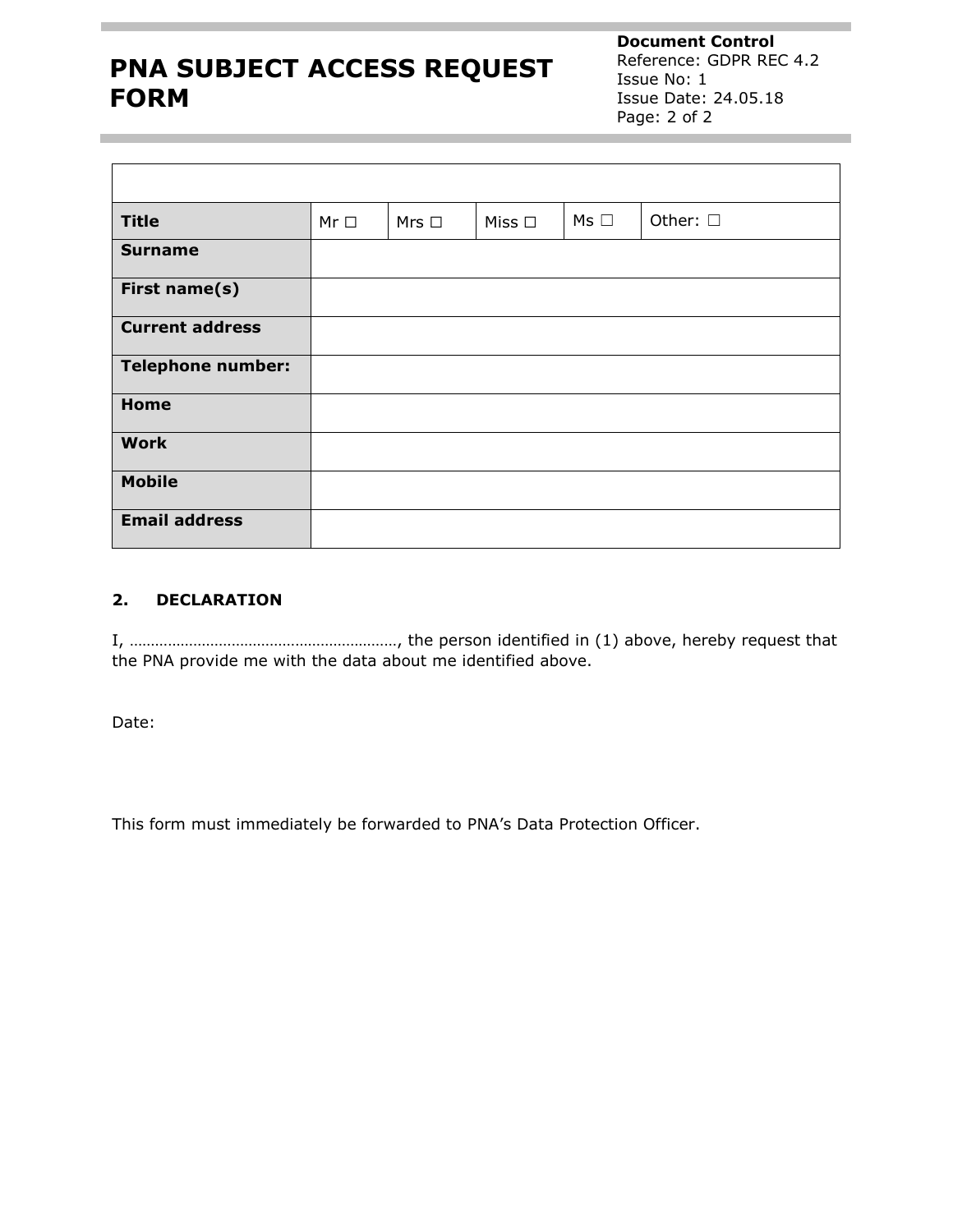| | | | | | |
|---|---|---|---|---|---|
| **Title** | Mr ☐ | Mrs ☐ | Miss ☐ | Ms ☐ | Other: ☐ |
| **Surname** | | | | | |
| **First name(s)** | | | | | |
| **Current address** | | | | | |
| **Telephone number:** | | | | | |
| **Home** | | | | | |
| **Work** | | | | | |
| **Mobile** | | | | | |
| **Email address** | | | | | |

## 2. DECLARATION

I, ……………………………………………………, the person identified in (1) above, hereby request that the PNA provide me with the data about me identified above.

Date:

This form must immediately be forwarded to PNA's Data Protection Officer.